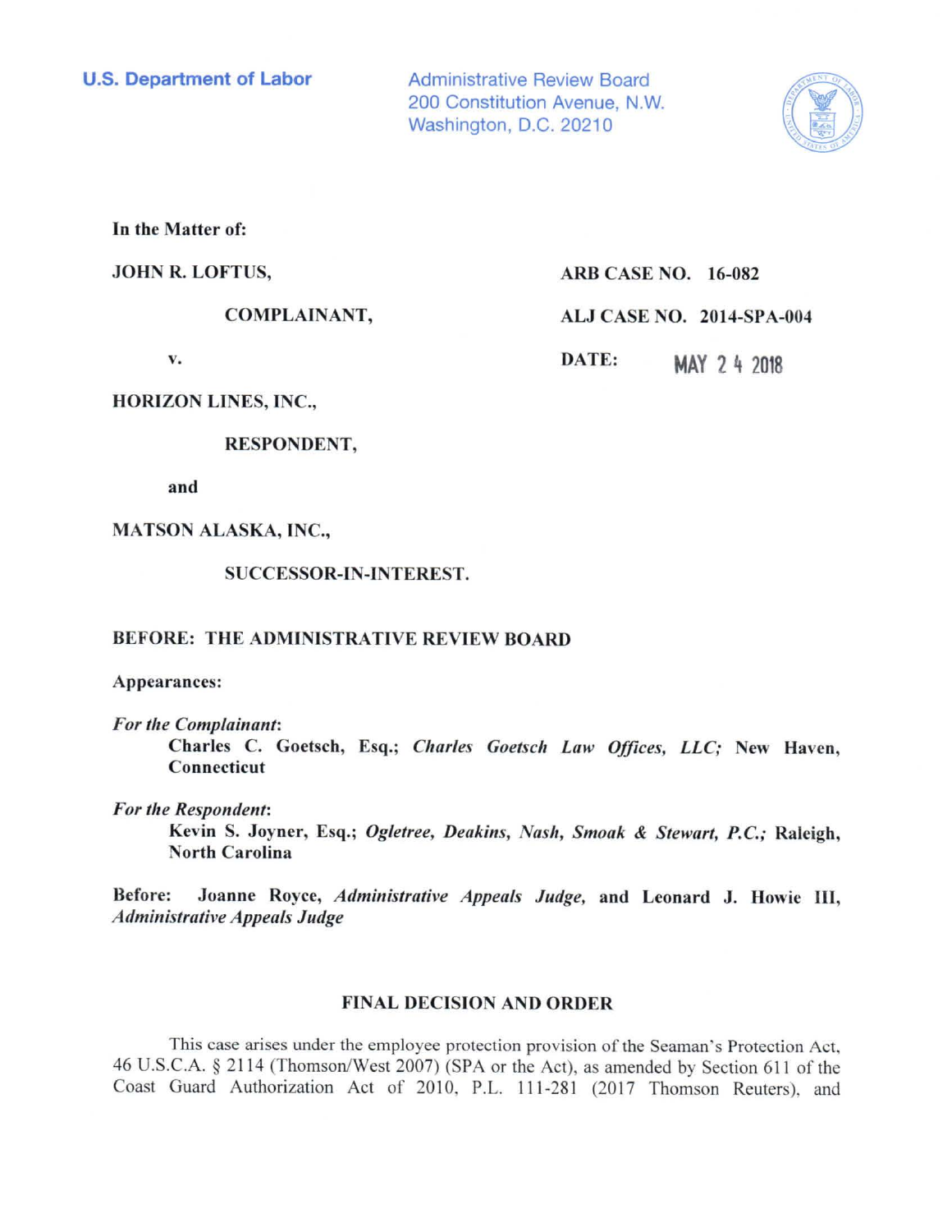**U.S. Department of Labor**

Administrative Review Board
200 Constitution Avenue, N.W.
Washington, D.C. 20210

**In the Matter of:**

**JOHN R. LOFTUS,**

**COMPLAINANT,**

**v.**

**HORIZON LINES, INC.,**

**RESPONDENT,**

**and**

**MATSON ALASKA, INC.,**

**SUCCESSOR-IN-INTEREST.**

**ARB CASE NO. 16-082**

**ALJ CASE NO. 2014-SPA-004**

**DATE: MAY 24 2018**

**BEFORE: THE ADMINISTRATIVE REVIEW BOARD**

**Appearances:**

*For the Complainant*:
**Charles C. Goetsch, Esq.; *Charles Goetsch Law Offices, LLC;* New Haven, Connecticut**

*For the Respondent*:
**Kevin S. Joyner, Esq.; *Ogletree, Deakins, Nash, Smoak & Stewart, P.C.;* Raleigh, North Carolina**

**Before: Joanne Royce, *Administrative Appeals Judge,* and Leonard J. Howie III, *Administrative Appeals Judge***

## FINAL DECISION AND ORDER

This case arises under the employee protection provision of the Seaman's Protection Act, 46 U.S.C.A. § 2114 (Thomson/West 2007) (SPA or the Act), as amended by Section 611 of the Coast Guard Authorization Act of 2010, P.L. 111-281 (2017 Thomson Reuters), and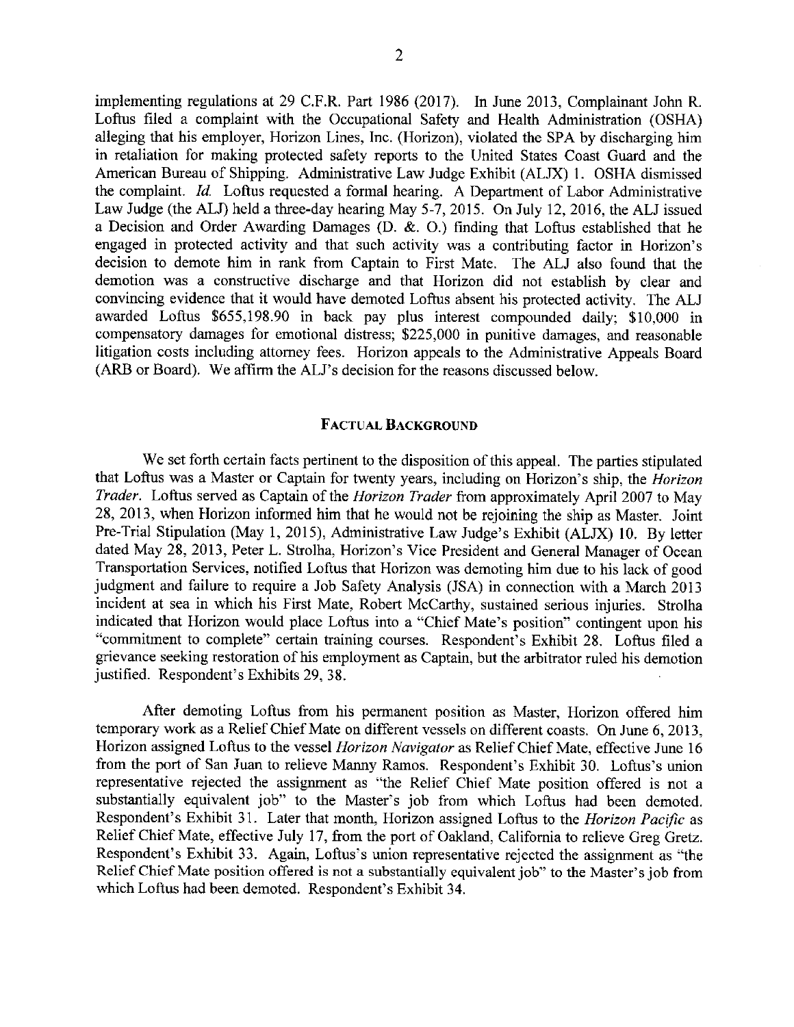implementing regulations at 29 C.F.R. Part 1986 (2017). In June 2013, Complainant John R. Loftus filed a complaint with the Occupational Safety and Health Administration (OSHA) alleging that his employer, Horizon Lines, Inc. (Horizon), violated the SPA by discharging him in retaliation for making protected safety reports to the United States Coast Guard and the American Bureau of Shipping. Administrative Law Judge Exhibit (ALJX) 1. OSHA dismissed the complaint. *Id.* Loftus requested a formal hearing. A Department of Labor Administrative Law Judge (the ALJ) held a three-day hearing May 5-7, 2015. On July 12, 2016, the ALJ issued a Decision and Order Awarding Damages (D. &. O.) finding that Loftus established that he engaged in protected activity and that such activity was a contributing factor in Horizon's decision to demote him in rank from Captain to First Mate. The ALJ also found that the demotion was a constructive discharge and that Horizon did not establish by clear and convincing evidence that it would have demoted Loftus absent his protected activity. The ALJ awarded Loftus $655,198.90 in back pay plus interest compounded daily; $10,000 in compensatory damages for emotional distress; $225,000 in punitive damages, and reasonable litigation costs including attorney fees. Horizon appeals to the Administrative Appeals Board (ARB or Board). We affirm the ALJ's decision for the reasons discussed below.

## FACTUAL BACKGROUND

We set forth certain facts pertinent to the disposition of this appeal. The parties stipulated that Loftus was a Master or Captain for twenty years, including on Horizon's ship, the *Horizon Trader*. Loftus served as Captain of the *Horizon Trader* from approximately April 2007 to May 28, 2013, when Horizon informed him that he would not be rejoining the ship as Master. Joint Pre-Trial Stipulation (May 1, 2015), Administrative Law Judge's Exhibit (ALJX) 10. By letter dated May 28, 2013, Peter L. Strolha, Horizon's Vice President and General Manager of Ocean Transportation Services, notified Loftus that Horizon was demoting him due to his lack of good judgment and failure to require a Job Safety Analysis (JSA) in connection with a March 2013 incident at sea in which his First Mate, Robert McCarthy, sustained serious injuries. Strolha indicated that Horizon would place Loftus into a "Chief Mate's position" contingent upon his "commitment to complete" certain training courses. Respondent's Exhibit 28. Loftus filed a grievance seeking restoration of his employment as Captain, but the arbitrator ruled his demotion justified. Respondent's Exhibits 29, 38.

After demoting Loftus from his permanent position as Master, Horizon offered him temporary work as a Relief Chief Mate on different vessels on different coasts. On June 6, 2013, Horizon assigned Loftus to the vessel *Horizon Navigator* as Relief Chief Mate, effective June 16 from the port of San Juan to relieve Manny Ramos. Respondent's Exhibit 30. Loftus's union representative rejected the assignment as "the Relief Chief Mate position offered is not a substantially equivalent job" to the Master's job from which Loftus had been demoted. Respondent's Exhibit 31. Later that month, Horizon assigned Loftus to the *Horizon Pacific* as Relief Chief Mate, effective July 17, from the port of Oakland, California to relieve Greg Gretz. Respondent's Exhibit 33. Again, Loftus's union representative rejected the assignment as "the Relief Chief Mate position offered is not a substantially equivalent job" to the Master's job from which Loftus had been demoted. Respondent's Exhibit 34.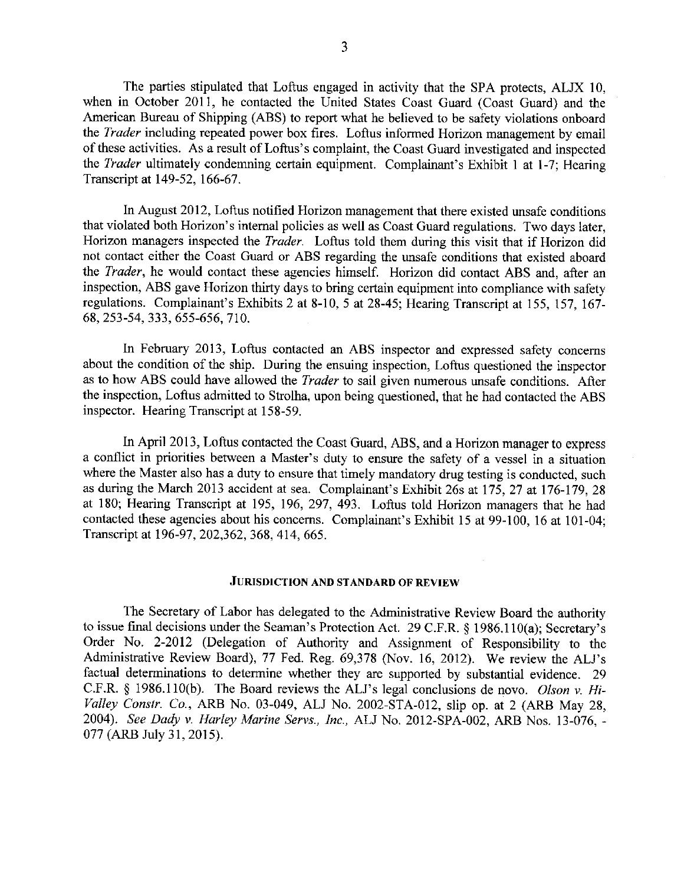The parties stipulated that Loftus engaged in activity that the SPA protects, ALJX 10, when in October 2011, he contacted the United States Coast Guard (Coast Guard) and the American Bureau of Shipping (ABS) to report what he believed to be safety violations onboard the *Trader* including repeated power box fires. Loftus informed Horizon management by email of these activities. As a result of Loftus's complaint, the Coast Guard investigated and inspected the *Trader* ultimately condemning certain equipment. Complainant's Exhibit 1 at 1-7; Hearing Transcript at 149-52, 166-67.

In August 2012, Loftus notified Horizon management that there existed unsafe conditions that violated both Horizon's internal policies as well as Coast Guard regulations. Two days later, Horizon managers inspected the *Trader*. Loftus told them during this visit that if Horizon did not contact either the Coast Guard or ABS regarding the unsafe conditions that existed aboard the *Trader*, he would contact these agencies himself. Horizon did contact ABS and, after an inspection, ABS gave Horizon thirty days to bring certain equipment into compliance with safety regulations. Complainant's Exhibits 2 at 8-10, 5 at 28-45; Hearing Transcript at 155, 157, 167-68, 253-54, 333, 655-656, 710.

In February 2013, Loftus contacted an ABS inspector and expressed safety concerns about the condition of the ship. During the ensuing inspection, Loftus questioned the inspector as to how ABS could have allowed the *Trader* to sail given numerous unsafe conditions. After the inspection, Loftus admitted to Strolha, upon being questioned, that he had contacted the ABS inspector. Hearing Transcript at 158-59.

In April 2013, Loftus contacted the Coast Guard, ABS, and a Horizon manager to express a conflict in priorities between a Master's duty to ensure the safety of a vessel in a situation where the Master also has a duty to ensure that timely mandatory drug testing is conducted, such as during the March 2013 accident at sea. Complainant's Exhibit 26s at 175, 27 at 176-179, 28 at 180; Hearing Transcript at 195, 196, 297, 493. Loftus told Horizon managers that he had contacted these agencies about his concerns. Complainant's Exhibit 15 at 99-100, 16 at 101-04; Transcript at 196-97, 202,362, 368, 414, 665.

## JURISDICTION AND STANDARD OF REVIEW

The Secretary of Labor has delegated to the Administrative Review Board the authority to issue final decisions under the Seaman's Protection Act. 29 C.F.R. § 1986.110(a); Secretary's Order No. 2-2012 (Delegation of Authority and Assignment of Responsibility to the Administrative Review Board), 77 Fed. Reg. 69,378 (Nov. 16, 2012). We review the ALJ's factual determinations to determine whether they are supported by substantial evidence. 29 C.F.R. § 1986.110(b). The Board reviews the ALJ's legal conclusions de novo. *Olson v. Hi-Valley Constr. Co.*, ARB No. 03-049, ALJ No. 2002-STA-012, slip op. at 2 (ARB May 28, 2004). *See Dady v. Harley Marine Servs., Inc.*, ALJ No. 2012-SPA-002, ARB Nos. 13-076, -077 (ARB July 31, 2015).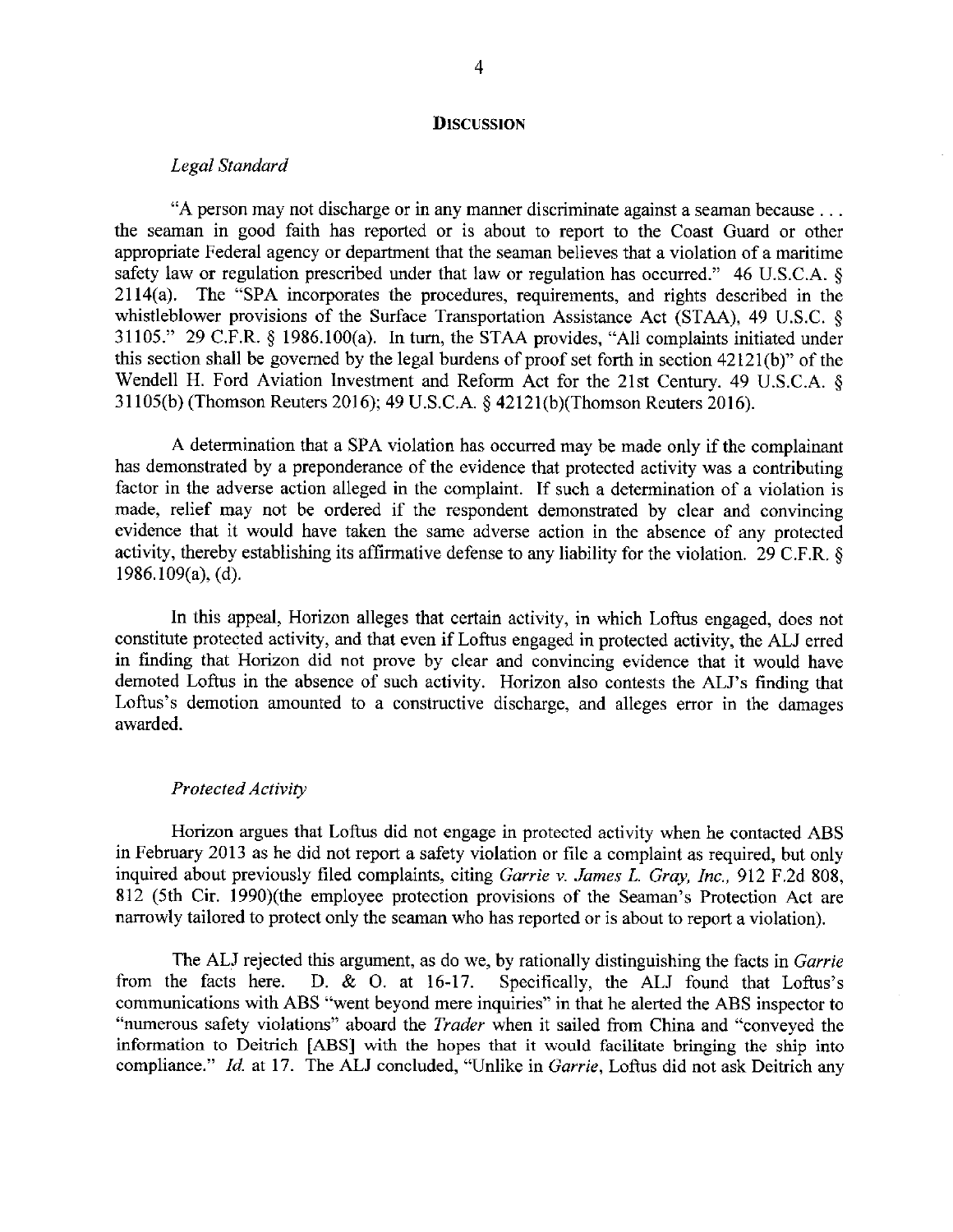## DISCUSSION

### *Legal Standard*

"A person may not discharge or in any manner discriminate against a seaman because . . . the seaman in good faith has reported or is about to report to the Coast Guard or other appropriate Federal agency or department that the seaman believes that a violation of a maritime safety law or regulation prescribed under that law or regulation has occurred." 46 U.S.C.A. § 2114(a). The "SPA incorporates the procedures, requirements, and rights described in the whistleblower provisions of the Surface Transportation Assistance Act (STAA), 49 U.S.C. § 31105." 29 C.F.R. § 1986.100(a). In turn, the STAA provides, "All complaints initiated under this section shall be governed by the legal burdens of proof set forth in section 42121(b)" of the Wendell H. Ford Aviation Investment and Reform Act for the 21st Century. 49 U.S.C.A. § 31105(b) (Thomson Reuters 2016); 49 U.S.C.A. § 42121(b)(Thomson Reuters 2016).

A determination that a SPA violation has occurred may be made only if the complainant has demonstrated by a preponderance of the evidence that protected activity was a contributing factor in the adverse action alleged in the complaint. If such a determination of a violation is made, relief may not be ordered if the respondent demonstrated by clear and convincing evidence that it would have taken the same adverse action in the absence of any protected activity, thereby establishing its affirmative defense to any liability for the violation. 29 C.F.R. § 1986.109(a), (d).

In this appeal, Horizon alleges that certain activity, in which Loftus engaged, does not constitute protected activity, and that even if Loftus engaged in protected activity, the ALJ erred in finding that Horizon did not prove by clear and convincing evidence that it would have demoted Loftus in the absence of such activity. Horizon also contests the ALJ's finding that Loftus's demotion amounted to a constructive discharge, and alleges error in the damages awarded.

### *Protected Activity*

Horizon argues that Loftus did not engage in protected activity when he contacted ABS in February 2013 as he did not report a safety violation or file a complaint as required, but only inquired about previously filed complaints, citing *Garrie v. James L. Gray, Inc.*, 912 F.2d 808, 812 (5th Cir. 1990)(the employee protection provisions of the Seaman's Protection Act are narrowly tailored to protect only the seaman who has reported or is about to report a violation).

The ALJ rejected this argument, as do we, by rationally distinguishing the facts in *Garrie* from the facts here. D. & O. at 16-17. Specifically, the ALJ found that Loftus's communications with ABS "went beyond mere inquiries" in that he alerted the ABS inspector to "numerous safety violations" aboard the *Trader* when it sailed from China and "conveyed the information to Deitrich [ABS] with the hopes that it would facilitate bringing the ship into compliance." *Id.* at 17. The ALJ concluded, "Unlike in *Garrie*, Loftus did not ask Deitrich any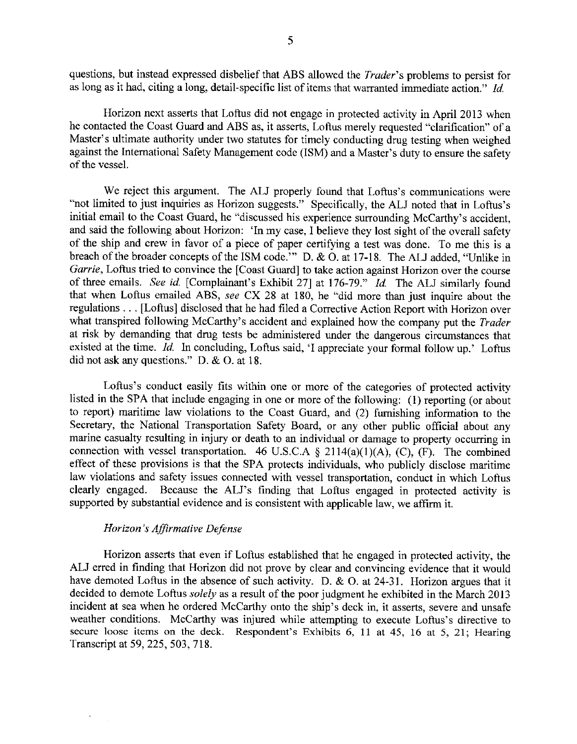questions, but instead expressed disbelief that ABS allowed the *Trader*'s problems to persist for as long as it had, citing a long, detail-specific list of items that warranted immediate action." *Id.*

Horizon next asserts that Loftus did not engage in protected activity in April 2013 when he contacted the Coast Guard and ABS as, it asserts, Loftus merely requested "clarification" of a Master's ultimate authority under two statutes for timely conducting drug testing when weighed against the International Safety Management code (ISM) and a Master's duty to ensure the safety of the vessel.

We reject this argument. The ALJ properly found that Loftus's communications were "not limited to just inquiries as Horizon suggests." Specifically, the ALJ noted that in Loftus's initial email to the Coast Guard, he "discussed his experience surrounding McCarthy's accident, and said the following about Horizon: 'In my case, I believe they lost sight of the overall safety of the ship and crew in favor of a piece of paper certifying a test was done. To me this is a breach of the broader concepts of the ISM code.'" D. & O. at 17-18. The ALJ added, "Unlike in *Garrie*, Loftus tried to convince the [Coast Guard] to take action against Horizon over the course of three emails. *See id.* [Complainant's Exhibit 27] at 176-79." *Id.* The ALJ similarly found that when Loftus emailed ABS, *see* CX 28 at 180, he "did more than just inquire about the regulations . . . [Loftus] disclosed that he had filed a Corrective Action Report with Horizon over what transpired following McCarthy's accident and explained how the company put the *Trader* at risk by demanding that drug tests be administered under the dangerous circumstances that existed at the time. *Id.* In concluding, Loftus said, 'I appreciate your formal follow up.' Loftus did not ask any questions." D. & O. at 18.

Loftus's conduct easily fits within one or more of the categories of protected activity listed in the SPA that include engaging in one or more of the following: (1) reporting (or about to report) maritime law violations to the Coast Guard, and (2) furnishing information to the Secretary, the National Transportation Safety Board, or any other public official about any marine casualty resulting in injury or death to an individual or damage to property occurring in connection with vessel transportation. 46 U.S.C.A § 2114(a)(1)(A), (C), (F). The combined effect of these provisions is that the SPA protects individuals, who publicly disclose maritime law violations and safety issues connected with vessel transportation, conduct in which Loftus clearly engaged. Because the ALJ's finding that Loftus engaged in protected activity is supported by substantial evidence and is consistent with applicable law, we affirm it.

### *Horizon's Affirmative Defense*

Horizon asserts that even if Loftus established that he engaged in protected activity, the ALJ erred in finding that Horizon did not prove by clear and convincing evidence that it would have demoted Loftus in the absence of such activity. D. & O. at 24-31. Horizon argues that it decided to demote Loftus *solely* as a result of the poor judgment he exhibited in the March 2013 incident at sea when he ordered McCarthy onto the ship's deck in, it asserts, severe and unsafe weather conditions. McCarthy was injured while attempting to execute Loftus's directive to secure loose items on the deck. Respondent's Exhibits 6, 11 at 45, 16 at 5, 21; Hearing Transcript at 59, 225, 503, 718.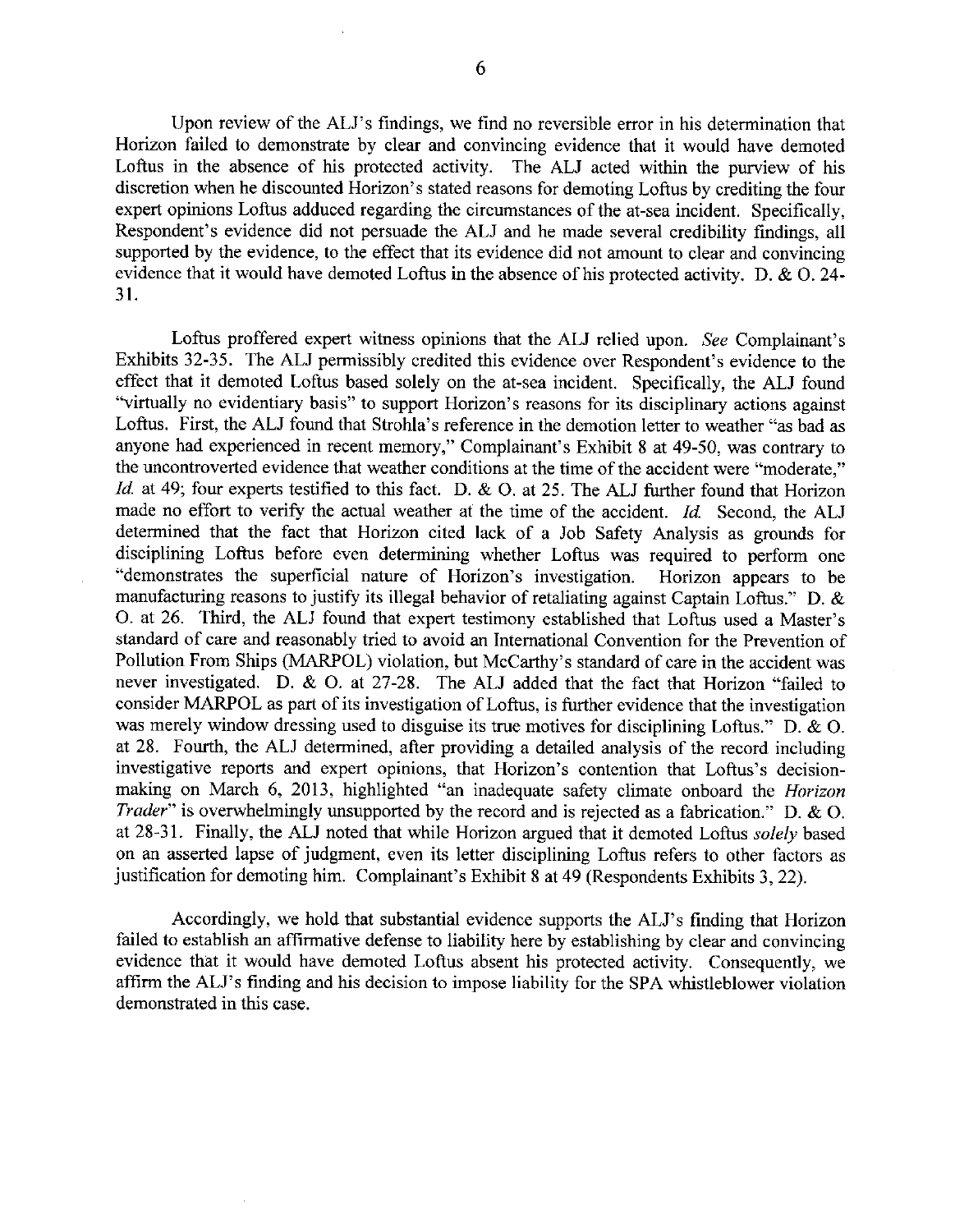Upon review of the ALJ's findings, we find no reversible error in his determination that Horizon failed to demonstrate by clear and convincing evidence that it would have demoted Loftus in the absence of his protected activity. The ALJ acted within the purview of his discretion when he discounted Horizon's stated reasons for demoting Loftus by crediting the four expert opinions Loftus adduced regarding the circumstances of the at-sea incident. Specifically, Respondent's evidence did not persuade the ALJ and he made several credibility findings, all supported by the evidence, to the effect that its evidence did not amount to clear and convincing evidence that it would have demoted Loftus in the absence of his protected activity. D. & O. 24-31.

Loftus proffered expert witness opinions that the ALJ relied upon. *See* Complainant's Exhibits 32-35. The ALJ permissibly credited this evidence over Respondent's evidence to the effect that it demoted Loftus based solely on the at-sea incident. Specifically, the ALJ found "virtually no evidentiary basis" to support Horizon's reasons for its disciplinary actions against Loftus. First, the ALJ found that Strohla's reference in the demotion letter to weather "as bad as anyone had experienced in recent memory," Complainant's Exhibit 8 at 49-50, was contrary to the uncontroverted evidence that weather conditions at the time of the accident were "moderate," *Id.* at 49; four experts testified to this fact. D. & O. at 25. The ALJ further found that Horizon made no effort to verify the actual weather at the time of the accident. *Id.* Second, the ALJ determined that the fact that Horizon cited lack of a Job Safety Analysis as grounds for disciplining Loftus before even determining whether Loftus was required to perform one "demonstrates the superficial nature of Horizon's investigation. Horizon appears to be manufacturing reasons to justify its illegal behavior of retaliating against Captain Loftus." D. & O. at 26. Third, the ALJ found that expert testimony established that Loftus used a Master's standard of care and reasonably tried to avoid an International Convention for the Prevention of Pollution From Ships (MARPOL) violation, but McCarthy's standard of care in the accident was never investigated. D. & O. at 27-28. The ALJ added that the fact that Horizon "failed to consider MARPOL as part of its investigation of Loftus, is further evidence that the investigation was merely window dressing used to disguise its true motives for disciplining Loftus." D. & O. at 28. Fourth, the ALJ determined, after providing a detailed analysis of the record including investigative reports and expert opinions, that Horizon's contention that Loftus's decision-making on March 6, 2013, highlighted "an inadequate safety climate onboard the *Horizon Trader*" is overwhelmingly unsupported by the record and is rejected as a fabrication." D. & O. at 28-31. Finally, the ALJ noted that while Horizon argued that it demoted Loftus *solely* based on an asserted lapse of judgment, even its letter disciplining Loftus refers to other factors as justification for demoting him. Complainant's Exhibit 8 at 49 (Respondents Exhibits 3, 22).

Accordingly, we hold that substantial evidence supports the ALJ's finding that Horizon failed to establish an affirmative defense to liability here by establishing by clear and convincing evidence that it would have demoted Loftus absent his protected activity. Consequently, we affirm the ALJ's finding and his decision to impose liability for the SPA whistleblower violation demonstrated in this case.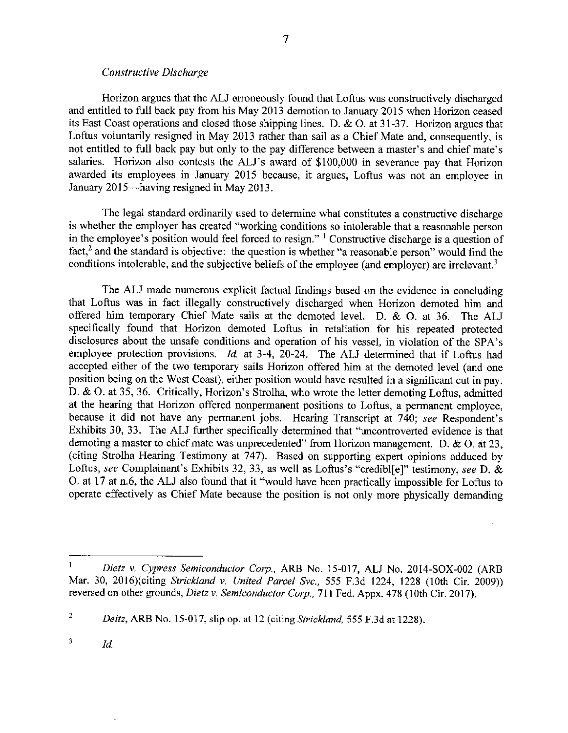*Constructive Discharge*

Horizon argues that the ALJ erroneously found that Loftus was constructively discharged and entitled to full back pay from his May 2013 demotion to January 2015 when Horizon ceased its East Coast operations and closed those shipping lines. D. & O. at 31-37. Horizon argues that Loftus voluntarily resigned in May 2013 rather than sail as a Chief Mate and, consequently, is not entitled to full back pay but only to the pay difference between a master's and chief mate's salaries. Horizon also contests the ALJ's award of $100,000 in severance pay that Horizon awarded its employees in January 2015 because, it argues, Loftus was not an employee in January 2015—having resigned in May 2013.

The legal standard ordinarily used to determine what constitutes a constructive discharge is whether the employer has created "working conditions so intolerable that a reasonable person in the employee's position would feel forced to resign." [1] Constructive discharge is a question of fact,[2] and the standard is objective: the question is whether "a reasonable person" would find the conditions intolerable, and the subjective beliefs of the employee (and employer) are irrelevant.[3]

The ALJ made numerous explicit factual findings based on the evidence in concluding that Loftus was in fact illegally constructively discharged when Horizon demoted him and offered him temporary Chief Mate sails at the demoted level. D. & O. at 36. The ALJ specifically found that Horizon demoted Loftus in retaliation for his repeated protected disclosures about the unsafe conditions and operation of his vessel, in violation of the SPA's employee protection provisions. *Id.* at 3-4, 20-24. The ALJ determined that if Loftus had accepted either of the two temporary sails Horizon offered him at the demoted level (and one position being on the West Coast), either position would have resulted in a significant cut in pay. D. & O. at 35, 36. Critically, Horizon's Strolha, who wrote the letter demoting Loftus, admitted at the hearing that Horizon offered nonpermanent positions to Loftus, a permanent employee, because it did not have any permanent jobs. Hearing Transcript at 740; *see* Respondent's Exhibits 30, 33. The ALJ further specifically determined that "uncontroverted evidence is that demoting a master to chief mate was unprecedented" from Horizon management. D. & O. at 23, (citing Strolha Hearing Testimony at 747). Based on supporting expert opinions adduced by Loftus, *see* Complainant's Exhibits 32, 33, as well as Loftus's "credibl[e]" testimony, *see* D. & O. at 17 at n.6, the ALJ also found that it "would have been practically impossible for Loftus to operate effectively as Chief Mate because the position is not only more physically demanding

---

[1] *Dietz v. Cypress Semiconductor Corp.*, ARB No. 15-017, ALJ No. 2014-SOX-002 (ARB Mar. 30, 2016)(citing *Strickland v. United Parcel Svc.*, 555 F.3d 1224, 1228 (10th Cir. 2009)) reversed on other grounds, *Dietz v. Semiconductor Corp.*, 711 Fed. Appx. 478 (10th Cir. 2017).

[2] *Deitz*, ARB No. 15-017, slip op. at 12 (citing *Strickland*, 555 F.3d at 1228).

[3] *Id.*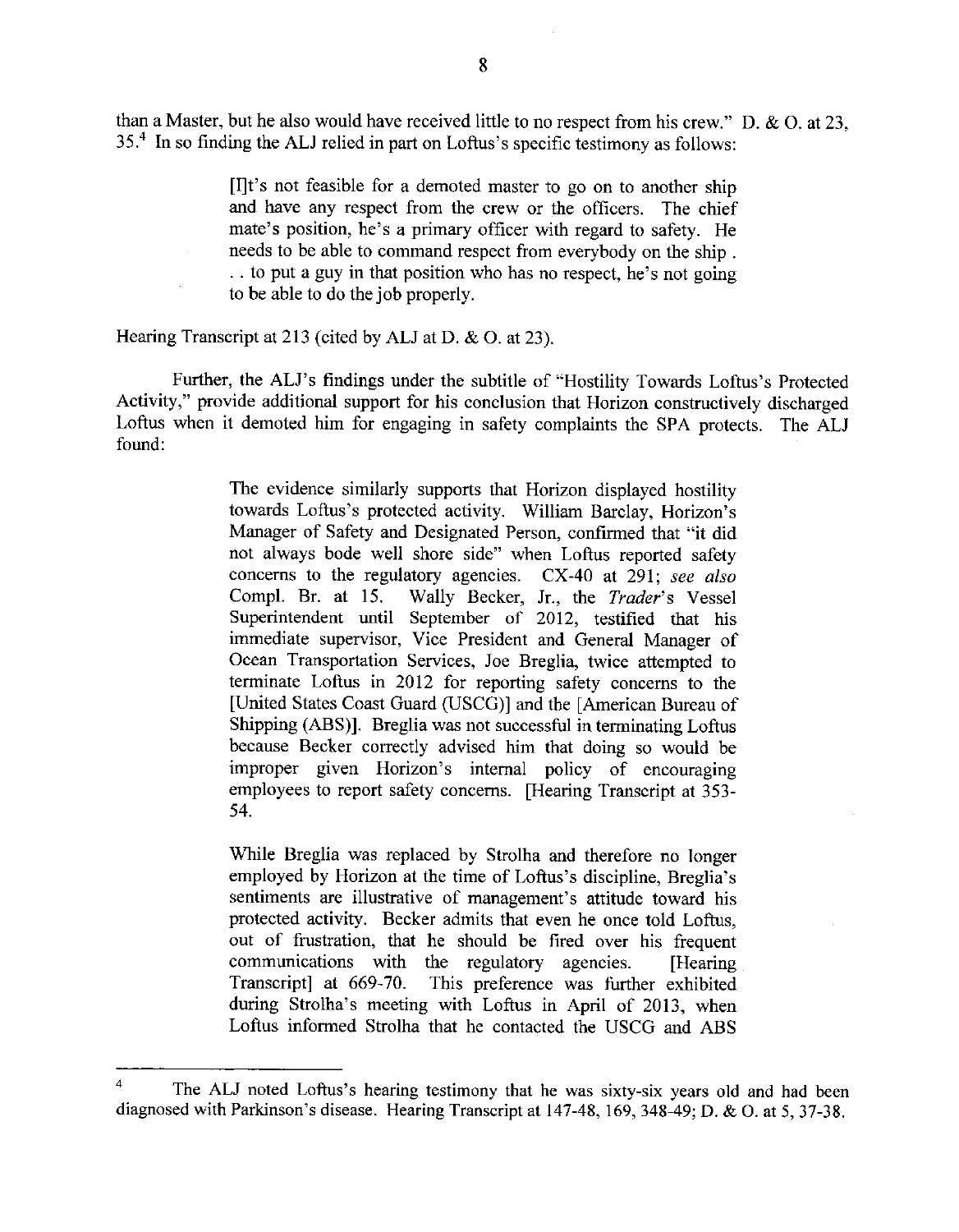than a Master, but he also would have received little to no respect from his crew." D. & O. at 23, 35.[4] In so finding the ALJ relied in part on Loftus's specific testimony as follows:

> [I]t's not feasible for a demoted master to go on to another ship and have any respect from the crew or the officers. The chief mate's position, he's a primary officer with regard to safety. He needs to be able to command respect from everybody on the ship . . . to put a guy in that position who has no respect, he's not going to be able to do the job properly.

Hearing Transcript at 213 (cited by ALJ at D. & O. at 23).

Further, the ALJ's findings under the subtitle of "Hostility Towards Loftus's Protected Activity," provide additional support for his conclusion that Horizon constructively discharged Loftus when it demoted him for engaging in safety complaints the SPA protects. The ALJ found:

> The evidence similarly supports that Horizon displayed hostility towards Loftus's protected activity. William Barclay, Horizon's Manager of Safety and Designated Person, confirmed that "it did not always bode well shore side" when Loftus reported safety concerns to the regulatory agencies. CX-40 at 291; *see also* Compl. Br. at 15. Wally Becker, Jr., the *Trader*'s Vessel Superintendent until September of 2012, testified that his immediate supervisor, Vice President and General Manager of Ocean Transportation Services, Joe Breglia, twice attempted to terminate Loftus in 2012 for reporting safety concerns to the [United States Coast Guard (USCG)] and the [American Bureau of Shipping (ABS)]. Breglia was not successful in terminating Loftus because Becker correctly advised him that doing so would be improper given Horizon's internal policy of encouraging employees to report safety concerns. [Hearing Transcript at 353-54.
>
> While Breglia was replaced by Strolha and therefore no longer employed by Horizon at the time of Loftus's discipline, Breglia's sentiments are illustrative of management's attitude toward his protected activity. Becker admits that even he once told Loftus, out of frustration, that he should be fired over his frequent communications with the regulatory agencies. [Hearing Transcript] at 669-70. This preference was further exhibited during Strolha's meeting with Loftus in April of 2013, when Loftus informed Strolha that he contacted the USCG and ABS

---

[4] The ALJ noted Loftus's hearing testimony that he was sixty-six years old and had been diagnosed with Parkinson's disease. Hearing Transcript at 147-48, 169, 348-49; D. & O. at 5, 37-38.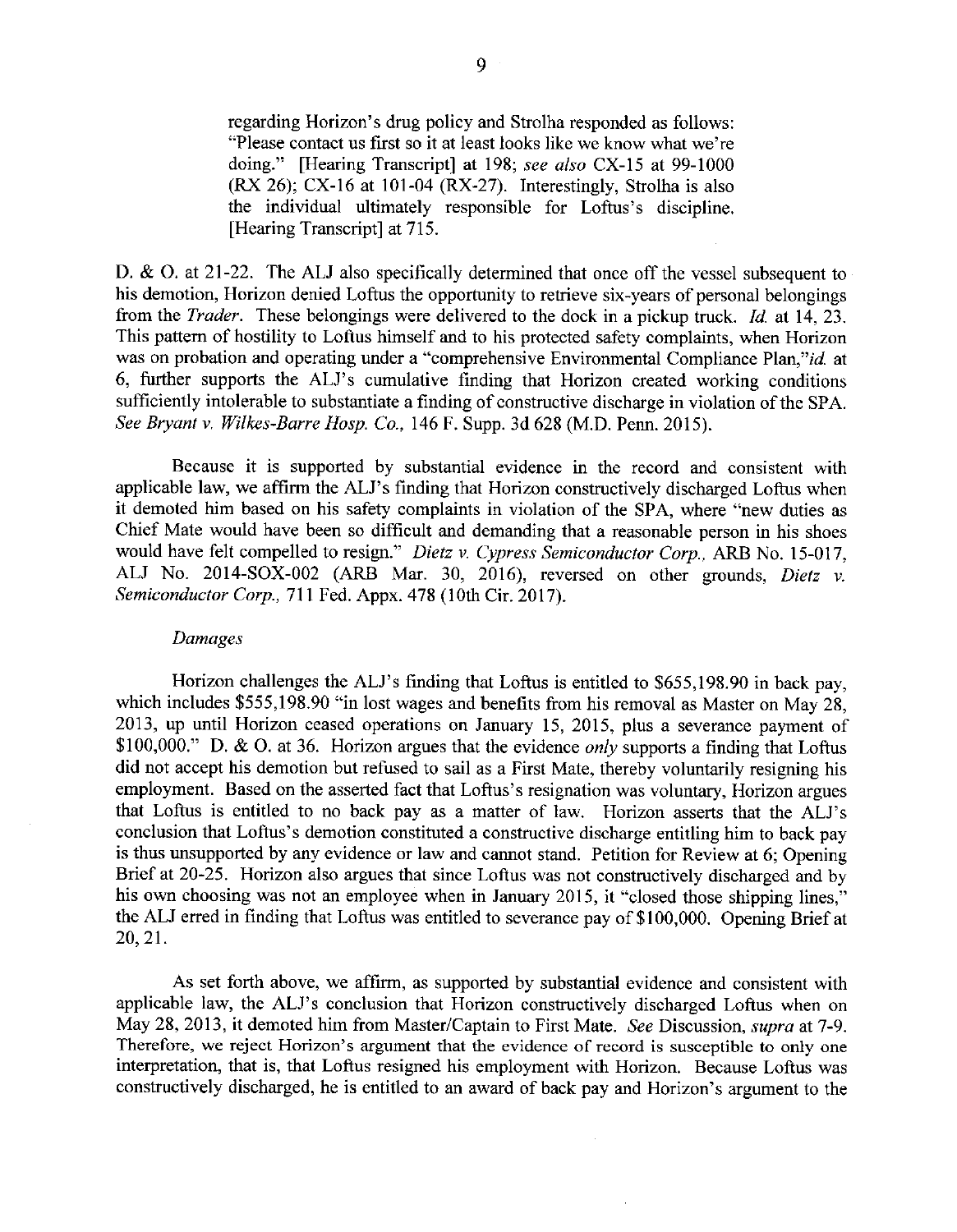> regarding Horizon's drug policy and Strolha responded as follows: "Please contact us first so it at least looks like we know what we're doing." [Hearing Transcript] at 198; *see also* CX-15 at 99-1000 (RX 26); CX-16 at 101-04 (RX-27). Interestingly, Strolha is also the individual ultimately responsible for Loftus's discipline. [Hearing Transcript] at 715.

D. & O. at 21-22. The ALJ also specifically determined that once off the vessel subsequent to his demotion, Horizon denied Loftus the opportunity to retrieve six-years of personal belongings from the *Trader*. These belongings were delivered to the dock in a pickup truck. *Id.* at 14, 23. This pattern of hostility to Loftus himself and to his protected safety complaints, when Horizon was on probation and operating under a "comprehensive Environmental Compliance Plan,"*id.* at 6, further supports the ALJ's cumulative finding that Horizon created working conditions sufficiently intolerable to substantiate a finding of constructive discharge in violation of the SPA. *See Bryant v. Wilkes-Barre Hosp. Co.*, 146 F. Supp. 3d 628 (M.D. Penn. 2015).

Because it is supported by substantial evidence in the record and consistent with applicable law, we affirm the ALJ's finding that Horizon constructively discharged Loftus when it demoted him based on his safety complaints in violation of the SPA, where "new duties as Chief Mate would have been so difficult and demanding that a reasonable person in his shoes would have felt compelled to resign." *Dietz v. Cypress Semiconductor Corp.*, ARB No. 15-017, ALJ No. 2014-SOX-002 (ARB Mar. 30, 2016), reversed on other grounds, *Dietz v. Semiconductor Corp.*, 711 Fed. Appx. 478 (10th Cir. 2017).

*Damages*

Horizon challenges the ALJ's finding that Loftus is entitled to $655,198.90 in back pay, which includes $555,198.90 "in lost wages and benefits from his removal as Master on May 28, 2013, up until Horizon ceased operations on January 15, 2015, plus a severance payment of $100,000." D. & O. at 36. Horizon argues that the evidence *only* supports a finding that Loftus did not accept his demotion but refused to sail as a First Mate, thereby voluntarily resigning his employment. Based on the asserted fact that Loftus's resignation was voluntary, Horizon argues that Loftus is entitled to no back pay as a matter of law. Horizon asserts that the ALJ's conclusion that Loftus's demotion constituted a constructive discharge entitling him to back pay is thus unsupported by any evidence or law and cannot stand. Petition for Review at 6; Opening Brief at 20-25. Horizon also argues that since Loftus was not constructively discharged and by his own choosing was not an employee when in January 2015, it "closed those shipping lines," the ALJ erred in finding that Loftus was entitled to severance pay of $100,000. Opening Brief at 20, 21.

As set forth above, we affirm, as supported by substantial evidence and consistent with applicable law, the ALJ's conclusion that Horizon constructively discharged Loftus when on May 28, 2013, it demoted him from Master/Captain to First Mate. *See* Discussion, *supra* at 7-9. Therefore, we reject Horizon's argument that the evidence of record is susceptible to only one interpretation, that is, that Loftus resigned his employment with Horizon. Because Loftus was constructively discharged, he is entitled to an award of back pay and Horizon's argument to the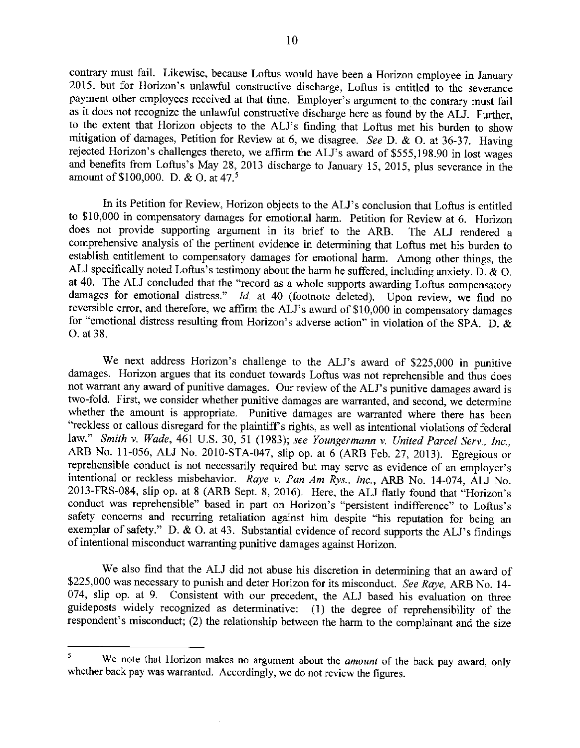contrary must fail. Likewise, because Loftus would have been a Horizon employee in January 2015, but for Horizon's unlawful constructive discharge, Loftus is entitled to the severance payment other employees received at that time. Employer's argument to the contrary must fail as it does not recognize the unlawful constructive discharge here as found by the ALJ. Further, to the extent that Horizon objects to the ALJ's finding that Loftus met his burden to show mitigation of damages, Petition for Review at 6, we disagree. *See* D. & O. at 36-37. Having rejected Horizon's challenges thereto, we affirm the ALJ's award of $555,198.90 in lost wages and benefits from Loftus's May 28, 2013 discharge to January 15, 2015, plus severance in the amount of $100,000. D. & O. at 47.[5]

In its Petition for Review, Horizon objects to the ALJ's conclusion that Loftus is entitled to $10,000 in compensatory damages for emotional harm. Petition for Review at 6. Horizon does not provide supporting argument in its brief to the ARB. The ALJ rendered a comprehensive analysis of the pertinent evidence in determining that Loftus met his burden to establish entitlement to compensatory damages for emotional harm. Among other things, the ALJ specifically noted Loftus's testimony about the harm he suffered, including anxiety. D. & O. at 40. The ALJ concluded that the "record as a whole supports awarding Loftus compensatory damages for emotional distress." *Id.* at 40 (footnote deleted). Upon review, we find no reversible error, and therefore, we affirm the ALJ's award of $10,000 in compensatory damages for "emotional distress resulting from Horizon's adverse action" in violation of the SPA. D. & O. at 38.

We next address Horizon's challenge to the ALJ's award of $225,000 in punitive damages. Horizon argues that its conduct towards Loftus was not reprehensible and thus does not warrant any award of punitive damages. Our review of the ALJ's punitive damages award is two-fold. First, we consider whether punitive damages are warranted, and second, we determine whether the amount is appropriate. Punitive damages are warranted where there has been "reckless or callous disregard for the plaintiff's rights, as well as intentional violations of federal law." *Smith v. Wade*, 461 U.S. 30, 51 (1983); *see Youngermann v. United Parcel Serv., Inc.*, ARB No. 11-056, ALJ No. 2010-STA-047, slip op. at 6 (ARB Feb. 27, 2013). Egregious or reprehensible conduct is not necessarily required but may serve as evidence of an employer's intentional or reckless misbehavior. *Raye v. Pan Am Rys., Inc.*, ARB No. 14-074, ALJ No. 2013-FRS-084, slip op. at 8 (ARB Sept. 8, 2016). Here, the ALJ flatly found that "Horizon's conduct was reprehensible" based in part on Horizon's "persistent indifference" to Loftus's safety concerns and recurring retaliation against him despite "his reputation for being an exemplar of safety." D. & O. at 43. Substantial evidence of record supports the ALJ's findings of intentional misconduct warranting punitive damages against Horizon.

We also find that the ALJ did not abuse his discretion in determining that an award of $225,000 was necessary to punish and deter Horizon for its misconduct. *See Raye*, ARB No. 14-074, slip op. at 9. Consistent with our precedent, the ALJ based his evaluation on three guideposts widely recognized as determinative: (1) the degree of reprehensibility of the respondent's misconduct; (2) the relationship between the harm to the complainant and the size

---

[5] We note that Horizon makes no argument about the *amount* of the back pay award, only whether back pay was warranted. Accordingly, we do not review the figures.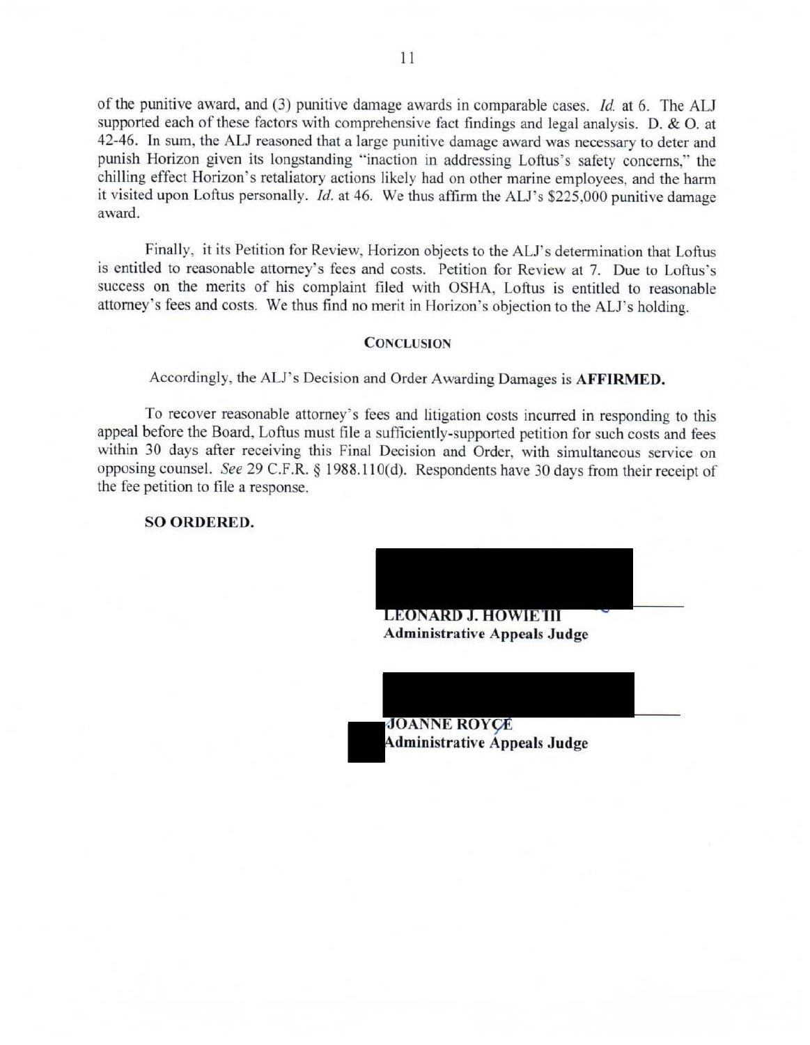of the punitive award, and (3) punitive damage awards in comparable cases. *Id.* at 6. The ALJ supported each of these factors with comprehensive fact findings and legal analysis. D. & O. at 42-46. In sum, the ALJ reasoned that a large punitive damage award was necessary to deter and punish Horizon given its longstanding "inaction in addressing Loftus's safety concerns," the chilling effect Horizon's retaliatory actions likely had on other marine employees, and the harm it visited upon Loftus personally. *Id.* at 46. We thus affirm the ALJ's $225,000 punitive damage award.

Finally, it its Petition for Review, Horizon objects to the ALJ's determination that Loftus is entitled to reasonable attorney's fees and costs. Petition for Review at 7. Due to Loftus's success on the merits of his complaint filed with OSHA, Loftus is entitled to reasonable attorney's fees and costs. We thus find no merit in Horizon's objection to the ALJ's holding.

## CONCLUSION

Accordingly, the ALJ's Decision and Order Awarding Damages is **AFFIRMED.**

To recover reasonable attorney's fees and litigation costs incurred in responding to this appeal before the Board, Loftus must file a sufficiently-supported petition for such costs and fees within 30 days after receiving this Final Decision and Order, with simultaneous service on opposing counsel. *See* 29 C.F.R. § 1988.110(d). Respondents have 30 days from their receipt of the fee petition to file a response.

**SO ORDERED.**

**LEONARD J. HOWIE III**
**Administrative Appeals Judge**

**JOANNE ROYCE**
**Administrative Appeals Judge**